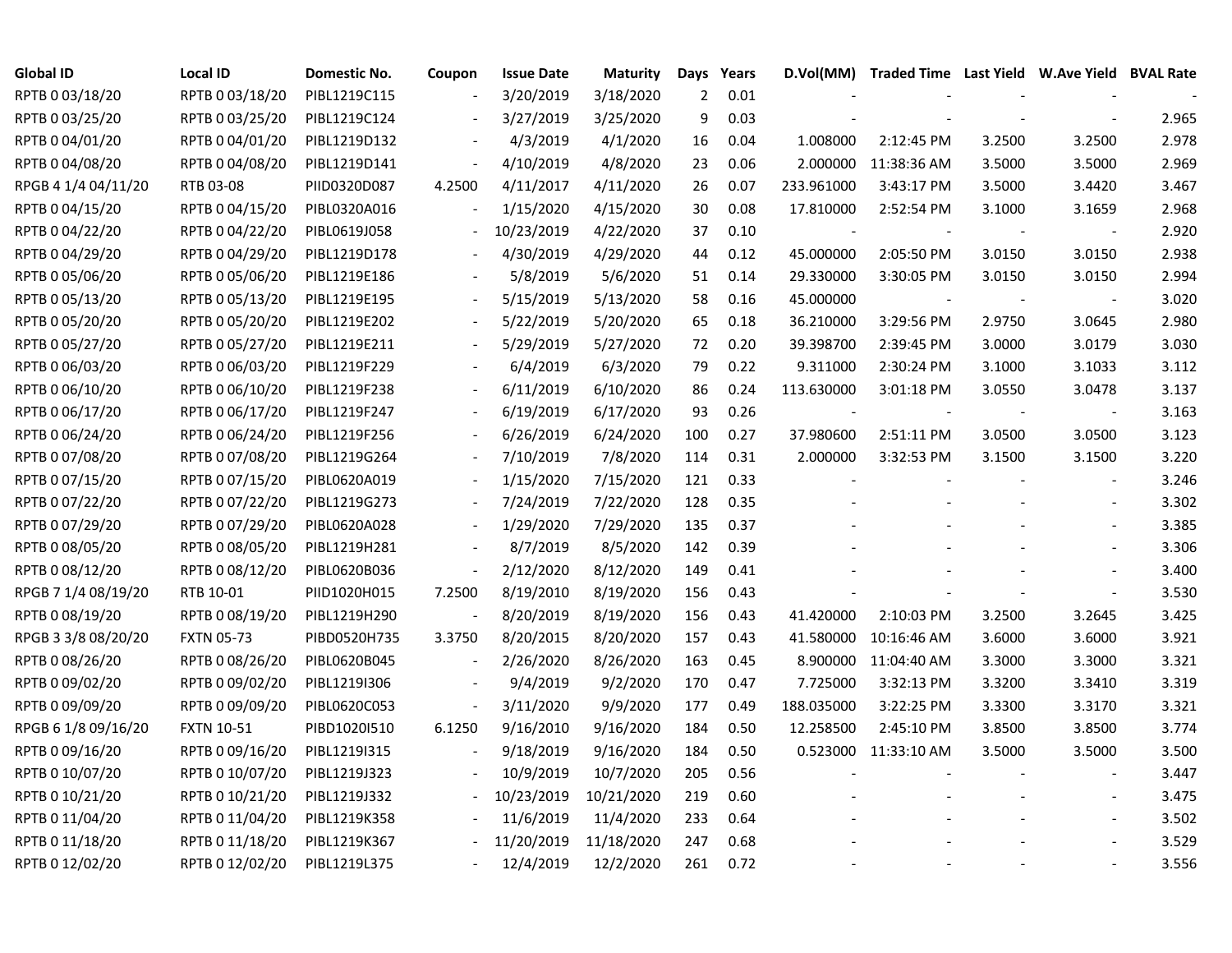| Global ID | Local ID | Domestic No. | Coupon | Issue Date | Maturity | Days | Years | D.Vol(MM) | Traded Time | Last Yield | W.Ave Yield | BVAL Rate |
|---|---|---|---|---|---|---|---|---|---|---|---|---|
| RPTB 0 03/18/20 | RPTB 0 03/18/20 | PIBL1219C115 | - | 3/20/2019 | 3/18/2020 | 2 | 0.01 | - | - | - | - | - |
| RPTB 0 03/25/20 | RPTB 0 03/25/20 | PIBL1219C124 | - | 3/27/2019 | 3/25/2020 | 9 | 0.03 | - | - | - | - | 2.965 |
| RPTB 0 04/01/20 | RPTB 0 04/01/20 | PIBL1219D132 | - | 4/3/2019 | 4/1/2020 | 16 | 0.04 | 1.008000 | 2:12:45 PM | 3.2500 | 3.2500 | 2.978 |
| RPTB 0 04/08/20 | RPTB 0 04/08/20 | PIBL1219D141 | - | 4/10/2019 | 4/8/2020 | 23 | 0.06 | 2.000000 | 11:38:36 AM | 3.5000 | 3.5000 | 2.969 |
| RPGB 4 1/4 04/11/20 | RTB 03-08 | PIID0320D087 | 4.2500 | 4/11/2017 | 4/11/2020 | 26 | 0.07 | 233.961000 | 3:43:17 PM | 3.5000 | 3.4420 | 3.467 |
| RPTB 0 04/15/20 | RPTB 0 04/15/20 | PIBL0320A016 | - | 1/15/2020 | 4/15/2020 | 30 | 0.08 | 17.810000 | 2:52:54 PM | 3.1000 | 3.1659 | 2.968 |
| RPTB 0 04/22/20 | RPTB 0 04/22/20 | PIBL0619J058 | - | 10/23/2019 | 4/22/2020 | 37 | 0.10 | - | - | - | - | 2.920 |
| RPTB 0 04/29/20 | RPTB 0 04/29/20 | PIBL1219D178 | - | 4/30/2019 | 4/29/2020 | 44 | 0.12 | 45.000000 | 2:05:50 PM | 3.0150 | 3.0150 | 2.938 |
| RPTB 0 05/06/20 | RPTB 0 05/06/20 | PIBL1219E186 | - | 5/8/2019 | 5/6/2020 | 51 | 0.14 | 29.330000 | 3:30:05 PM | 3.0150 | 3.0150 | 2.994 |
| RPTB 0 05/13/20 | RPTB 0 05/13/20 | PIBL1219E195 | - | 5/15/2019 | 5/13/2020 | 58 | 0.16 | 45.000000 | - | - | - | 3.020 |
| RPTB 0 05/20/20 | RPTB 0 05/20/20 | PIBL1219E202 | - | 5/22/2019 | 5/20/2020 | 65 | 0.18 | 36.210000 | 3:29:56 PM | 2.9750 | 3.0645 | 2.980 |
| RPTB 0 05/27/20 | RPTB 0 05/27/20 | PIBL1219E211 | - | 5/29/2019 | 5/27/2020 | 72 | 0.20 | 39.398700 | 2:39:45 PM | 3.0000 | 3.0179 | 3.030 |
| RPTB 0 06/03/20 | RPTB 0 06/03/20 | PIBL1219F229 | - | 6/4/2019 | 6/3/2020 | 79 | 0.22 | 9.311000 | 2:30:24 PM | 3.1000 | 3.1033 | 3.112 |
| RPTB 0 06/10/20 | RPTB 0 06/10/20 | PIBL1219F238 | - | 6/11/2019 | 6/10/2020 | 86 | 0.24 | 113.630000 | 3:01:18 PM | 3.0550 | 3.0478 | 3.137 |
| RPTB 0 06/17/20 | RPTB 0 06/17/20 | PIBL1219F247 | - | 6/19/2019 | 6/17/2020 | 93 | 0.26 | - | - | - | - | 3.163 |
| RPTB 0 06/24/20 | RPTB 0 06/24/20 | PIBL1219F256 | - | 6/26/2019 | 6/24/2020 | 100 | 0.27 | 37.980600 | 2:51:11 PM | 3.0500 | 3.0500 | 3.123 |
| RPTB 0 07/08/20 | RPTB 0 07/08/20 | PIBL1219G264 | - | 7/10/2019 | 7/8/2020 | 114 | 0.31 | 2.000000 | 3:32:53 PM | 3.1500 | 3.1500 | 3.220 |
| RPTB 0 07/15/20 | RPTB 0 07/15/20 | PIBL0620A019 | - | 1/15/2020 | 7/15/2020 | 121 | 0.33 | - | - | - | - | 3.246 |
| RPTB 0 07/22/20 | RPTB 0 07/22/20 | PIBL1219G273 | - | 7/24/2019 | 7/22/2020 | 128 | 0.35 | - | - | - | - | 3.302 |
| RPTB 0 07/29/20 | RPTB 0 07/29/20 | PIBL0620A028 | - | 1/29/2020 | 7/29/2020 | 135 | 0.37 | - | - | - | - | 3.385 |
| RPTB 0 08/05/20 | RPTB 0 08/05/20 | PIBL1219H281 | - | 8/7/2019 | 8/5/2020 | 142 | 0.39 | - | - | - | - | 3.306 |
| RPTB 0 08/12/20 | RPTB 0 08/12/20 | PIBL0620B036 | - | 2/12/2020 | 8/12/2020 | 149 | 0.41 | - | - | - | - | 3.400 |
| RPGB 7 1/4 08/19/20 | RTB 10-01 | PIID1020H015 | 7.2500 | 8/19/2010 | 8/19/2020 | 156 | 0.43 | - | - | - | - | 3.530 |
| RPTB 0 08/19/20 | RPTB 0 08/19/20 | PIBL1219H290 | - | 8/20/2019 | 8/19/2020 | 156 | 0.43 | 41.420000 | 2:10:03 PM | 3.2500 | 3.2645 | 3.425 |
| RPGB 3 3/8 08/20/20 | FXTN 05-73 | PIBD0520H735 | 3.3750 | 8/20/2015 | 8/20/2020 | 157 | 0.43 | 41.580000 | 10:16:46 AM | 3.6000 | 3.6000 | 3.921 |
| RPTB 0 08/26/20 | RPTB 0 08/26/20 | PIBL0620B045 | - | 2/26/2020 | 8/26/2020 | 163 | 0.45 | 8.900000 | 11:04:40 AM | 3.3000 | 3.3000 | 3.321 |
| RPTB 0 09/02/20 | RPTB 0 09/02/20 | PIBL1219I306 | - | 9/4/2019 | 9/2/2020 | 170 | 0.47 | 7.725000 | 3:32:13 PM | 3.3200 | 3.3410 | 3.319 |
| RPTB 0 09/09/20 | RPTB 0 09/09/20 | PIBL0620C053 | - | 3/11/2020 | 9/9/2020 | 177 | 0.49 | 188.035000 | 3:22:25 PM | 3.3300 | 3.3170 | 3.321 |
| RPGB 6 1/8 09/16/20 | FXTN 10-51 | PIBD1020I510 | 6.1250 | 9/16/2010 | 9/16/2020 | 184 | 0.50 | 12.258500 | 2:45:10 PM | 3.8500 | 3.8500 | 3.774 |
| RPTB 0 09/16/20 | RPTB 0 09/16/20 | PIBL1219I315 | - | 9/18/2019 | 9/16/2020 | 184 | 0.50 | 0.523000 | 11:33:10 AM | 3.5000 | 3.5000 | 3.500 |
| RPTB 0 10/07/20 | RPTB 0 10/07/20 | PIBL1219J323 | - | 10/9/2019 | 10/7/2020 | 205 | 0.56 | - | - | - | - | 3.447 |
| RPTB 0 10/21/20 | RPTB 0 10/21/20 | PIBL1219J332 | - | 10/23/2019 | 10/21/2020 | 219 | 0.60 | - | - | - | - | 3.475 |
| RPTB 0 11/04/20 | RPTB 0 11/04/20 | PIBL1219K358 | - | 11/6/2019 | 11/4/2020 | 233 | 0.64 | - | - | - | - | 3.502 |
| RPTB 0 11/18/20 | RPTB 0 11/18/20 | PIBL1219K367 | - | 11/20/2019 | 11/18/2020 | 247 | 0.68 | - | - | - | - | 3.529 |
| RPTB 0 12/02/20 | RPTB 0 12/02/20 | PIBL1219L375 | - | 12/4/2019 | 12/2/2020 | 261 | 0.72 | - | - | - | - | 3.556 |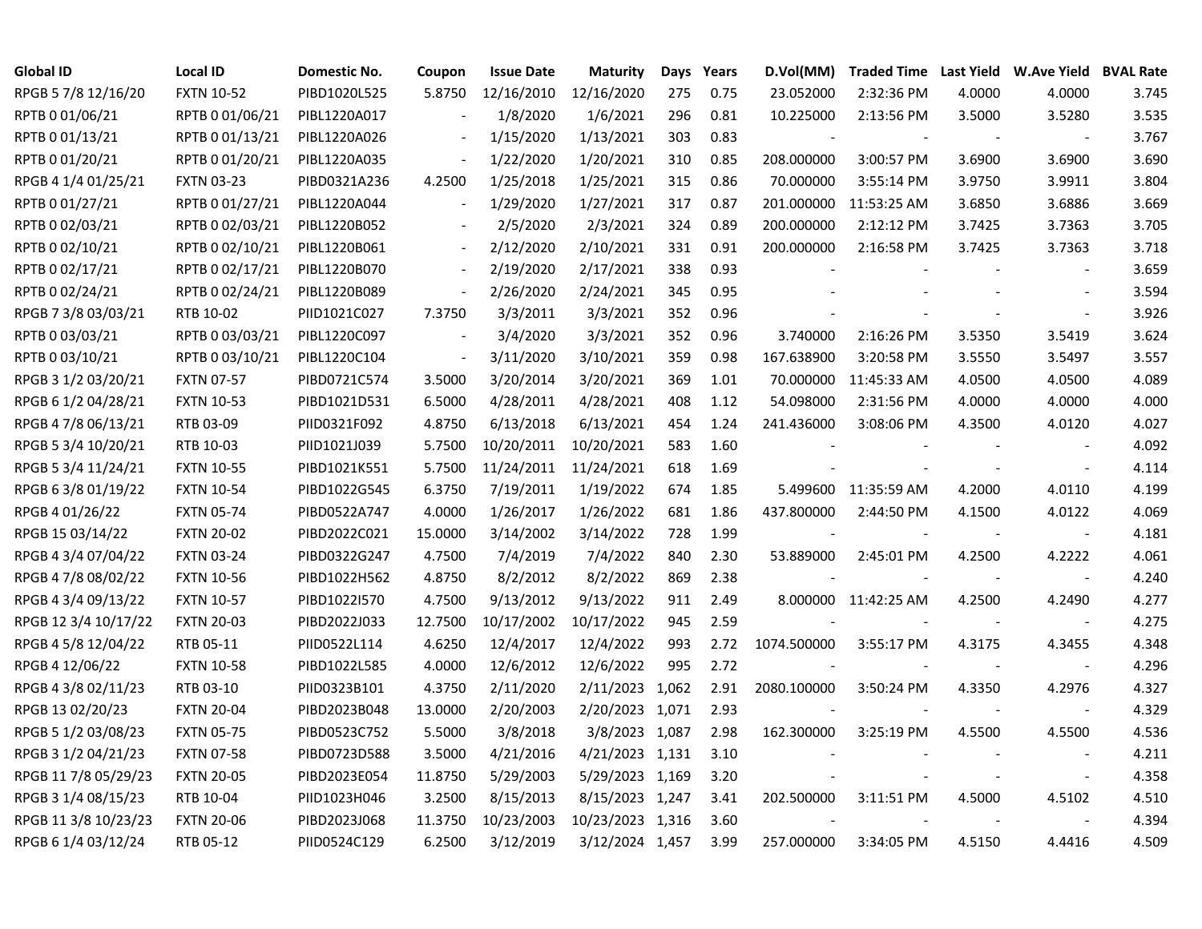| Global ID | Local ID | Domestic No. | Coupon | Issue Date | Maturity | Days | Years | D.Vol(MM) | Traded Time | Last Yield | W.Ave Yield | BVAL Rate |
|---|---|---|---|---|---|---|---|---|---|---|---|---|
| RPGB 5 7/8 12/16/20 | FXTN 10-52 | PIBD1020L525 | 5.8750 | 12/16/2010 | 12/16/2020 | 275 | 0.75 | 23.052000 | 2:32:36 PM | 4.0000 | 4.0000 | 3.745 |
| RPTB 0 01/06/21 | RPTB 0 01/06/21 | PIBL1220A017 | - | 1/8/2020 | 1/6/2021 | 296 | 0.81 | 10.225000 | 2:13:56 PM | 3.5000 | 3.5280 | 3.535 |
| RPTB 0 01/13/21 | RPTB 0 01/13/21 | PIBL1220A026 | - | 1/15/2020 | 1/13/2021 | 303 | 0.83 | - | - | - | - | 3.767 |
| RPTB 0 01/20/21 | RPTB 0 01/20/21 | PIBL1220A035 | - | 1/22/2020 | 1/20/2021 | 310 | 0.85 | 208.000000 | 3:00:57 PM | 3.6900 | 3.6900 | 3.690 |
| RPGB 4 1/4 01/25/21 | FXTN 03-23 | PIBD0321A236 | 4.2500 | 1/25/2018 | 1/25/2021 | 315 | 0.86 | 70.000000 | 3:55:14 PM | 3.9750 | 3.9911 | 3.804 |
| RPTB 0 01/27/21 | RPTB 0 01/27/21 | PIBL1220A044 | - | 1/29/2020 | 1/27/2021 | 317 | 0.87 | 201.000000 | 11:53:25 AM | 3.6850 | 3.6886 | 3.669 |
| RPTB 0 02/03/21 | RPTB 0 02/03/21 | PIBL1220B052 | - | 2/5/2020 | 2/3/2021 | 324 | 0.89 | 200.000000 | 2:12:12 PM | 3.7425 | 3.7363 | 3.705 |
| RPTB 0 02/10/21 | RPTB 0 02/10/21 | PIBL1220B061 | - | 2/12/2020 | 2/10/2021 | 331 | 0.91 | 200.000000 | 2:16:58 PM | 3.7425 | 3.7363 | 3.718 |
| RPTB 0 02/17/21 | RPTB 0 02/17/21 | PIBL1220B070 | - | 2/19/2020 | 2/17/2021 | 338 | 0.93 | - | - | - | - | 3.659 |
| RPTB 0 02/24/21 | RPTB 0 02/24/21 | PIBL1220B089 | - | 2/26/2020 | 2/24/2021 | 345 | 0.95 | - | - | - | - | 3.594 |
| RPGB 7 3/8 03/03/21 | RTB 10-02 | PIID1021C027 | 7.3750 | 3/3/2011 | 3/3/2021 | 352 | 0.96 | - | - | - | - | 3.926 |
| RPTB 0 03/03/21 | RPTB 0 03/03/21 | PIBL1220C097 | - | 3/4/2020 | 3/3/2021 | 352 | 0.96 | 3.740000 | 2:16:26 PM | 3.5350 | 3.5419 | 3.624 |
| RPTB 0 03/10/21 | RPTB 0 03/10/21 | PIBL1220C104 | - | 3/11/2020 | 3/10/2021 | 359 | 0.98 | 167.638900 | 3:20:58 PM | 3.5550 | 3.5497 | 3.557 |
| RPGB 3 1/2 03/20/21 | FXTN 07-57 | PIBD0721C574 | 3.5000 | 3/20/2014 | 3/20/2021 | 369 | 1.01 | 70.000000 | 11:45:33 AM | 4.0500 | 4.0500 | 4.089 |
| RPGB 6 1/2 04/28/21 | FXTN 10-53 | PIBD1021D531 | 6.5000 | 4/28/2011 | 4/28/2021 | 408 | 1.12 | 54.098000 | 2:31:56 PM | 4.0000 | 4.0000 | 4.000 |
| RPGB 4 7/8 06/13/21 | RTB 03-09 | PIID0321F092 | 4.8750 | 6/13/2018 | 6/13/2021 | 454 | 1.24 | 241.436000 | 3:08:06 PM | 4.3500 | 4.0120 | 4.027 |
| RPGB 5 3/4 10/20/21 | RTB 10-03 | PIID1021J039 | 5.7500 | 10/20/2011 | 10/20/2021 | 583 | 1.60 | - | - | - | - | 4.092 |
| RPGB 5 3/4 11/24/21 | FXTN 10-55 | PIBD1021K551 | 5.7500 | 11/24/2011 | 11/24/2021 | 618 | 1.69 | - | - | - | - | 4.114 |
| RPGB 6 3/8 01/19/22 | FXTN 10-54 | PIBD1022G545 | 6.3750 | 7/19/2011 | 1/19/2022 | 674 | 1.85 | 5.499600 | 11:35:59 AM | 4.2000 | 4.0110 | 4.199 |
| RPGB 4 01/26/22 | FXTN 05-74 | PIBD0522A747 | 4.0000 | 1/26/2017 | 1/26/2022 | 681 | 1.86 | 437.800000 | 2:44:50 PM | 4.1500 | 4.0122 | 4.069 |
| RPGB 15 03/14/22 | FXTN 20-02 | PIBD2022C021 | 15.0000 | 3/14/2002 | 3/14/2022 | 728 | 1.99 | - | - | - | - | 4.181 |
| RPGB 4 3/4 07/04/22 | FXTN 03-24 | PIBD0322G247 | 4.7500 | 7/4/2019 | 7/4/2022 | 840 | 2.30 | 53.889000 | 2:45:01 PM | 4.2500 | 4.2222 | 4.061 |
| RPGB 4 7/8 08/02/22 | FXTN 10-56 | PIBD1022H562 | 4.8750 | 8/2/2012 | 8/2/2022 | 869 | 2.38 | - | - | - | - | 4.240 |
| RPGB 4 3/4 09/13/22 | FXTN 10-57 | PIBD1022I570 | 4.7500 | 9/13/2012 | 9/13/2022 | 911 | 2.49 | 8.000000 | 11:42:25 AM | 4.2500 | 4.2490 | 4.277 |
| RPGB 12 3/4 10/17/22 | FXTN 20-03 | PIBD2022J033 | 12.7500 | 10/17/2002 | 10/17/2022 | 945 | 2.59 | - | - | - | - | 4.275 |
| RPGB 4 5/8 12/04/22 | RTB 05-11 | PIID0522L114 | 4.6250 | 12/4/2017 | 12/4/2022 | 993 | 2.72 | 1074.500000 | 3:55:17 PM | 4.3175 | 4.3455 | 4.348 |
| RPGB 4 12/06/22 | FXTN 10-58 | PIBD1022L585 | 4.0000 | 12/6/2012 | 12/6/2022 | 995 | 2.72 | - | - | - | - | 4.296 |
| RPGB 4 3/8 02/11/23 | RTB 03-10 | PIID0323B101 | 4.3750 | 2/11/2020 | 2/11/2023 | 1,062 | 2.91 | 2080.100000 | 3:50:24 PM | 4.3350 | 4.2976 | 4.327 |
| RPGB 13 02/20/23 | FXTN 20-04 | PIBD2023B048 | 13.0000 | 2/20/2003 | 2/20/2023 | 1,071 | 2.93 | - | - | - | - | 4.329 |
| RPGB 5 1/2 03/08/23 | FXTN 05-75 | PIBD0523C752 | 5.5000 | 3/8/2018 | 3/8/2023 | 1,087 | 2.98 | 162.300000 | 3:25:19 PM | 4.5500 | 4.5500 | 4.536 |
| RPGB 3 1/2 04/21/23 | FXTN 07-58 | PIBD0723D588 | 3.5000 | 4/21/2016 | 4/21/2023 | 1,131 | 3.10 | - | - | - | - | 4.211 |
| RPGB 11 7/8 05/29/23 | FXTN 20-05 | PIBD2023E054 | 11.8750 | 5/29/2003 | 5/29/2023 | 1,169 | 3.20 | - | - | - | - | 4.358 |
| RPGB 3 1/4 08/15/23 | RTB 10-04 | PIID1023H046 | 3.2500 | 8/15/2013 | 8/15/2023 | 1,247 | 3.41 | 202.500000 | 3:11:51 PM | 4.5000 | 4.5102 | 4.510 |
| RPGB 11 3/8 10/23/23 | FXTN 20-06 | PIBD2023J068 | 11.3750 | 10/23/2003 | 10/23/2023 | 1,316 | 3.60 | - | - | - | - | 4.394 |
| RPGB 6 1/4 03/12/24 | RTB 05-12 | PIID0524C129 | 6.2500 | 3/12/2019 | 3/12/2024 | 1,457 | 3.99 | 257.000000 | 3:34:05 PM | 4.5150 | 4.4416 | 4.509 |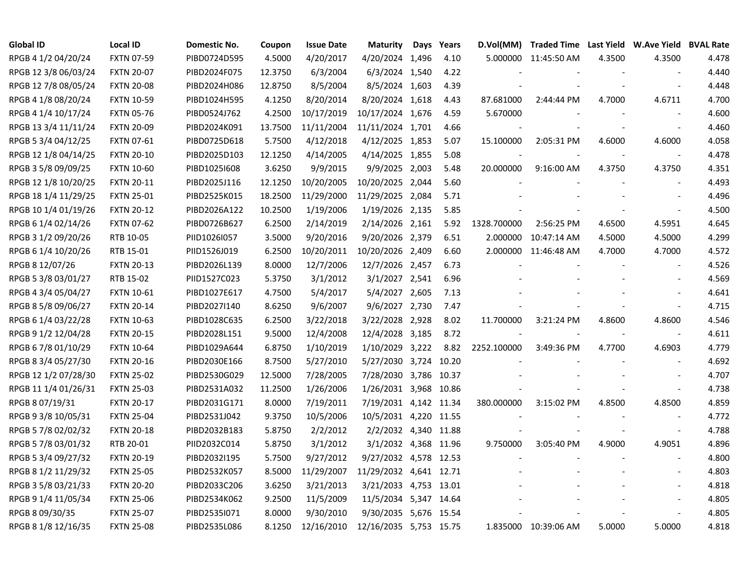| Global ID | Local ID | Domestic No. | Coupon | Issue Date | Maturity | Days | Years | D.Vol(MM) | Traded Time | Last Yield | W.Ave Yield | BVAL Rate |
|---|---|---|---|---|---|---|---|---|---|---|---|---|
| RPGB 4 1/2 04/20/24 | FXTN 07-59 | PIBD0724D595 | 4.5000 | 4/20/2017 | 4/20/2024 | 1,496 | 4.10 | 5.000000 | 11:45:50 AM | 4.3500 | 4.3500 | 4.478 |
| RPGB 12 3/8 06/03/24 | FXTN 20-07 | PIBD2024F075 | 12.3750 | 6/3/2004 | 6/3/2024 | 1,540 | 4.22 | - | - | - | - | 4.440 |
| RPGB 12 7/8 08/05/24 | FXTN 20-08 | PIBD2024H086 | 12.8750 | 8/5/2004 | 8/5/2024 | 1,603 | 4.39 | - | - | - | - | 4.448 |
| RPGB 4 1/8 08/20/24 | FXTN 10-59 | PIBD1024H595 | 4.1250 | 8/20/2014 | 8/20/2024 | 1,618 | 4.43 | 87.681000 | 2:44:44 PM | 4.7000 | 4.6711 | 4.700 |
| RPGB 4 1/4 10/17/24 | FXTN 05-76 | PIBD0524J762 | 4.2500 | 10/17/2019 | 10/17/2024 | 1,676 | 4.59 | 5.670000 | - | - | - | 4.600 |
| RPGB 13 3/4 11/11/24 | FXTN 20-09 | PIBD2024K091 | 13.7500 | 11/11/2004 | 11/11/2024 | 1,701 | 4.66 | - | - | - | - | 4.460 |
| RPGB 5 3/4 04/12/25 | FXTN 07-61 | PIBD0725D618 | 5.7500 | 4/12/2018 | 4/12/2025 | 1,853 | 5.07 | 15.100000 | 2:05:31 PM | 4.6000 | 4.6000 | 4.058 |
| RPGB 12 1/8 04/14/25 | FXTN 20-10 | PIBD2025D103 | 12.1250 | 4/14/2005 | 4/14/2025 | 1,855 | 5.08 | - | - | - | - | 4.478 |
| RPGB 3 5/8 09/09/25 | FXTN 10-60 | PIBD1025I608 | 3.6250 | 9/9/2015 | 9/9/2025 | 2,003 | 5.48 | 20.000000 | 9:16:00 AM | 4.3750 | 4.3750 | 4.351 |
| RPGB 12 1/8 10/20/25 | FXTN 20-11 | PIBD2025J116 | 12.1250 | 10/20/2005 | 10/20/2025 | 2,044 | 5.60 | - | - | - | - | 4.493 |
| RPGB 18 1/4 11/29/25 | FXTN 25-01 | PIBD2525K015 | 18.2500 | 11/29/2000 | 11/29/2025 | 2,084 | 5.71 | - | - | - | - | 4.496 |
| RPGB 10 1/4 01/19/26 | FXTN 20-12 | PIBD2026A122 | 10.2500 | 1/19/2006 | 1/19/2026 | 2,135 | 5.85 | - | - | - | - | 4.500 |
| RPGB 6 1/4 02/14/26 | FXTN 07-62 | PIBD0726B627 | 6.2500 | 2/14/2019 | 2/14/2026 | 2,161 | 5.92 | 1328.700000 | 2:56:25 PM | 4.6500 | 4.5951 | 4.645 |
| RPGB 3 1/2 09/20/26 | RTB 10-05 | PIID1026I057 | 3.5000 | 9/20/2016 | 9/20/2026 | 2,379 | 6.51 | 2.000000 | 10:47:14 AM | 4.5000 | 4.5000 | 4.299 |
| RPGB 6 1/4 10/20/26 | RTB 15-01 | PIID1526J019 | 6.2500 | 10/20/2011 | 10/20/2026 | 2,409 | 6.60 | 2.000000 | 11:46:48 AM | 4.7000 | 4.7000 | 4.572 |
| RPGB 8 12/07/26 | FXTN 20-13 | PIBD2026L139 | 8.0000 | 12/7/2006 | 12/7/2026 | 2,457 | 6.73 | - | - | - | - | 4.526 |
| RPGB 5 3/8 03/01/27 | RTB 15-02 | PIID1527C023 | 5.3750 | 3/1/2012 | 3/1/2027 | 2,541 | 6.96 | - | - | - | - | 4.569 |
| RPGB 4 3/4 05/04/27 | FXTN 10-61 | PIBD1027E617 | 4.7500 | 5/4/2017 | 5/4/2027 | 2,605 | 7.13 | - | - | - | - | 4.641 |
| RPGB 8 5/8 09/06/27 | FXTN 20-14 | PIBD2027I140 | 8.6250 | 9/6/2007 | 9/6/2027 | 2,730 | 7.47 | - | - | - | - | 4.715 |
| RPGB 6 1/4 03/22/28 | FXTN 10-63 | PIBD1028C635 | 6.2500 | 3/22/2018 | 3/22/2028 | 2,928 | 8.02 | 11.700000 | 3:21:24 PM | 4.8600 | 4.8600 | 4.546 |
| RPGB 9 1/2 12/04/28 | FXTN 20-15 | PIBD2028L151 | 9.5000 | 12/4/2008 | 12/4/2028 | 3,185 | 8.72 | - | - | - | - | 4.611 |
| RPGB 6 7/8 01/10/29 | FXTN 10-64 | PIBD1029A644 | 6.8750 | 1/10/2019 | 1/10/2029 | 3,222 | 8.82 | 2252.100000 | 3:49:36 PM | 4.7700 | 4.6903 | 4.779 |
| RPGB 8 3/4 05/27/30 | FXTN 20-16 | PIBD2030E166 | 8.7500 | 5/27/2010 | 5/27/2030 | 3,724 | 10.20 | - | - | - | - | 4.692 |
| RPGB 12 1/2 07/28/30 | FXTN 25-02 | PIBD2530G029 | 12.5000 | 7/28/2005 | 7/28/2030 | 3,786 | 10.37 | - | - | - | - | 4.707 |
| RPGB 11 1/4 01/26/31 | FXTN 25-03 | PIBD2531A032 | 11.2500 | 1/26/2006 | 1/26/2031 | 3,968 | 10.86 | - | - | - | - | 4.738 |
| RPGB 8 07/19/31 | FXTN 20-17 | PIBD2031G171 | 8.0000 | 7/19/2011 | 7/19/2031 | 4,142 | 11.34 | 380.000000 | 3:15:02 PM | 4.8500 | 4.8500 | 4.859 |
| RPGB 9 3/8 10/05/31 | FXTN 25-04 | PIBD2531J042 | 9.3750 | 10/5/2006 | 10/5/2031 | 4,220 | 11.55 | - | - | - | - | 4.772 |
| RPGB 5 7/8 02/02/32 | FXTN 20-18 | PIBD2032B183 | 5.8750 | 2/2/2012 | 2/2/2032 | 4,340 | 11.88 | - | - | - | - | 4.788 |
| RPGB 5 7/8 03/01/32 | RTB 20-01 | PIID2032C014 | 5.8750 | 3/1/2012 | 3/1/2032 | 4,368 | 11.96 | 9.750000 | 3:05:40 PM | 4.9000 | 4.9051 | 4.896 |
| RPGB 5 3/4 09/27/32 | FXTN 20-19 | PIBD2032I195 | 5.7500 | 9/27/2012 | 9/27/2032 | 4,578 | 12.53 | - | - | - | - | 4.800 |
| RPGB 8 1/2 11/29/32 | FXTN 25-05 | PIBD2532K057 | 8.5000 | 11/29/2007 | 11/29/2032 | 4,641 | 12.71 | - | - | - | - | 4.803 |
| RPGB 3 5/8 03/21/33 | FXTN 20-20 | PIBD2033C206 | 3.6250 | 3/21/2013 | 3/21/2033 | 4,753 | 13.01 | - | - | - | - | 4.818 |
| RPGB 9 1/4 11/05/34 | FXTN 25-06 | PIBD2534K062 | 9.2500 | 11/5/2009 | 11/5/2034 | 5,347 | 14.64 | - | - | - | - | 4.805 |
| RPGB 8 09/30/35 | FXTN 25-07 | PIBD2535I071 | 8.0000 | 9/30/2010 | 9/30/2035 | 5,676 | 15.54 | - | - | - | - | 4.805 |
| RPGB 8 1/8 12/16/35 | FXTN 25-08 | PIBD2535L086 | 8.1250 | 12/16/2010 | 12/16/2035 | 5,753 | 15.75 | 1.835000 | 10:39:06 AM | 5.0000 | 5.0000 | 4.818 |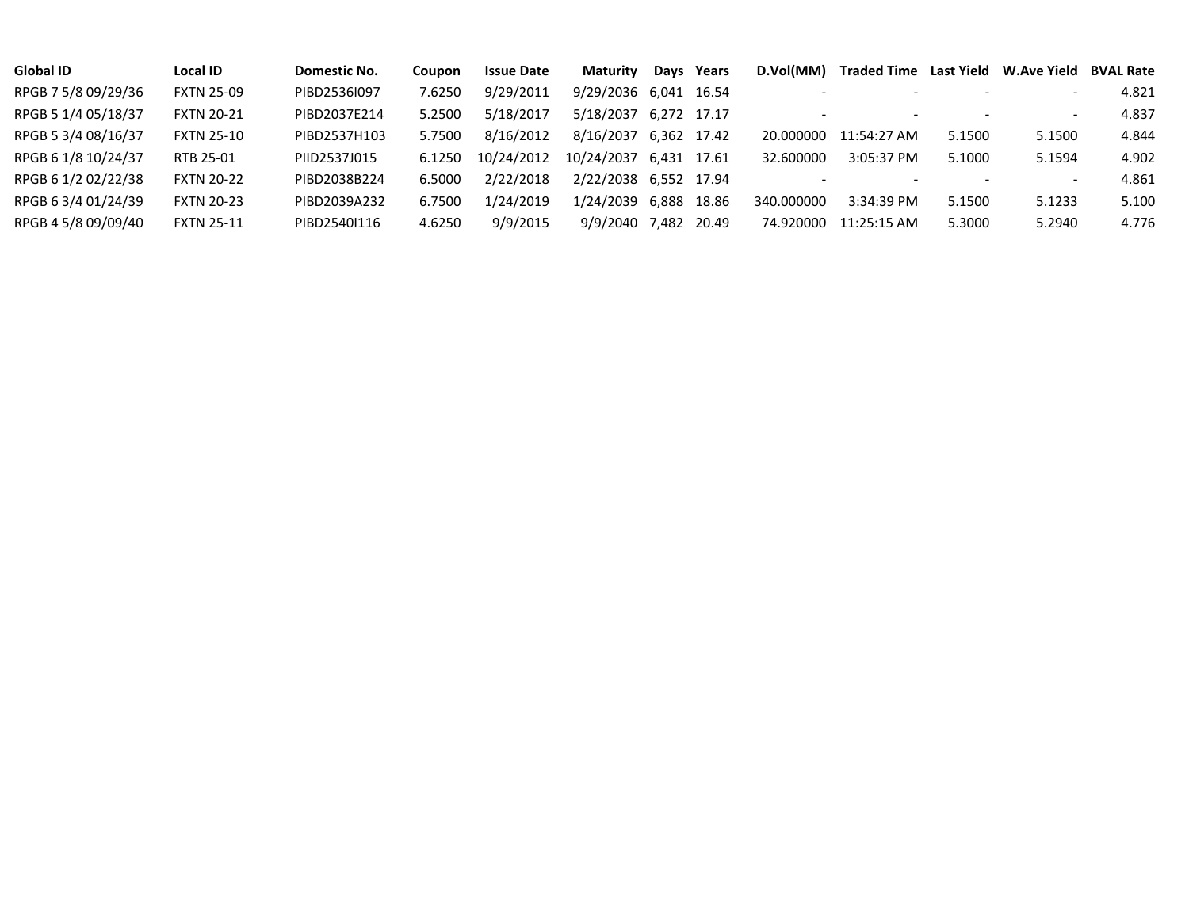| Global ID | Local ID | Domestic No. | Coupon | Issue Date | Maturity | Days | Years | D.Vol(MM) | Traded Time | Last Yield | W.Ave Yield | BVAL Rate |
|---|---|---|---|---|---|---|---|---|---|---|---|---|
| RPGB 7 5/8 09/29/36 | FXTN 25-09 | PIBD2536I097 | 7.6250 | 9/29/2011 | 9/29/2036 | 6,041 | 16.54 | - | - | - | - | 4.821 |
| RPGB 5 1/4 05/18/37 | FXTN 20-21 | PIBD2037E214 | 5.2500 | 5/18/2017 | 5/18/2037 | 6,272 | 17.17 | - | - | - | - | 4.837 |
| RPGB 5 3/4 08/16/37 | FXTN 25-10 | PIBD2537H103 | 5.7500 | 8/16/2012 | 8/16/2037 | 6,362 | 17.42 | 20.000000 | 11:54:27 AM | 5.1500 | 5.1500 | 4.844 |
| RPGB 6 1/8 10/24/37 | RTB 25-01 | PIID2537J015 | 6.1250 | 10/24/2012 | 10/24/2037 | 6,431 | 17.61 | 32.600000 | 3:05:37 PM | 5.1000 | 5.1594 | 4.902 |
| RPGB 6 1/2 02/22/38 | FXTN 20-22 | PIBD2038B224 | 6.5000 | 2/22/2018 | 2/22/2038 | 6,552 | 17.94 | - | - | - | - | 4.861 |
| RPGB 6 3/4 01/24/39 | FXTN 20-23 | PIBD2039A232 | 6.7500 | 1/24/2019 | 1/24/2039 | 6,888 | 18.86 | 340.000000 | 3:34:39 PM | 5.1500 | 5.1233 | 5.100 |
| RPGB 4 5/8 09/09/40 | FXTN 25-11 | PIBD2540I116 | 4.6250 | 9/9/2015 | 9/9/2040 | 7,482 | 20.49 | 74.920000 | 11:25:15 AM | 5.3000 | 5.2940 | 4.776 |